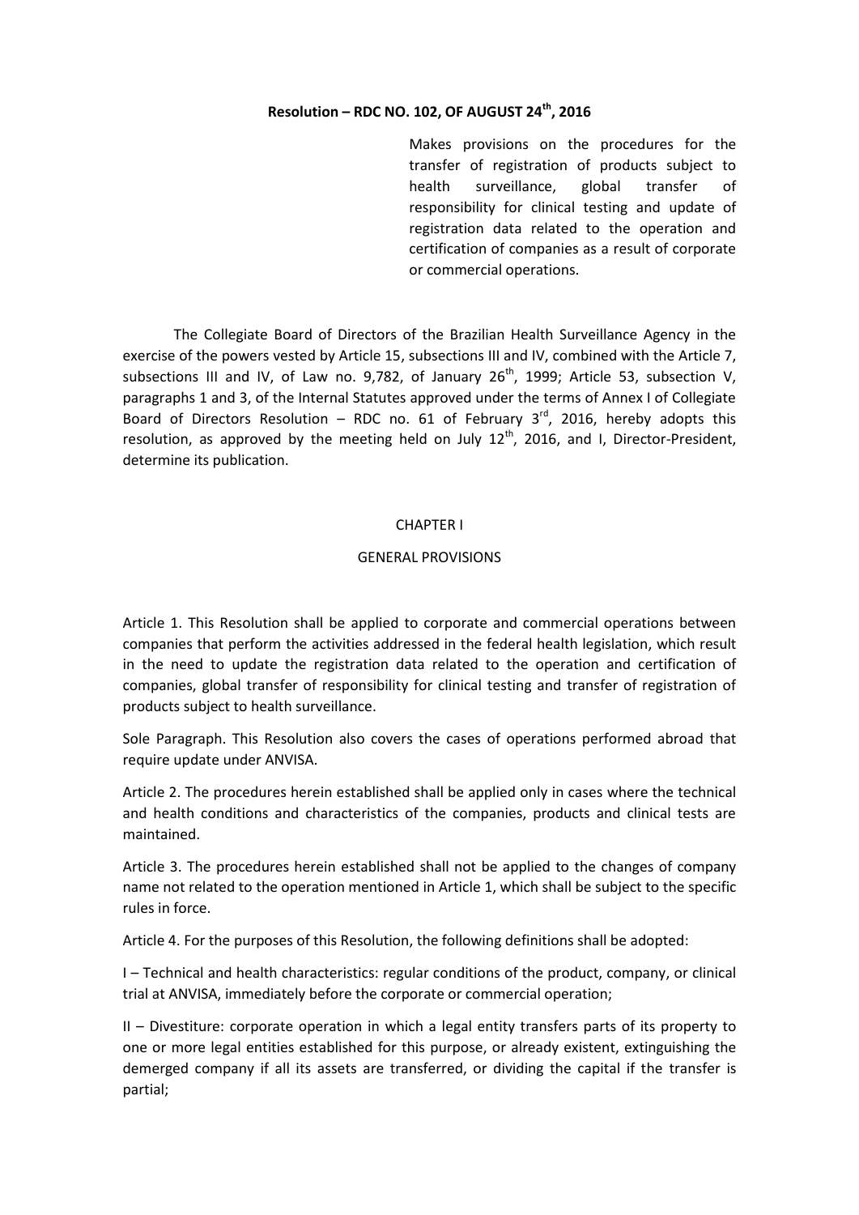# Resolution – RDC NO. 102, OF AUGUST 24th, 2016

Makes provisions on the procedures for the transfer of registration of products subject to health surveillance, global transfer of responsibility for clinical testing and update of registration data related to the operation and certification of companies as a result of corporate or commercial operations.

The Collegiate Board of Directors of the Brazilian Health Surveillance Agency in the exercise of the powers vested by Article 15, subsections III and IV, combined with the Article 7, subsections III and IV, of Law no. 9,782, of January 26th, 1999; Article 53, subsection V, paragraphs 1 and 3, of the Internal Statutes approved under the terms of Annex I of Collegiate Board of Directors Resolution – RDC no. 61 of February 3rd, 2016, hereby adopts this resolution, as approved by the meeting held on July 12th, 2016, and I, Director-President, determine its publication.

## CHAPTER I

## GENERAL PROVISIONS

Article 1. This Resolution shall be applied to corporate and commercial operations between companies that perform the activities addressed in the federal health legislation, which result in the need to update the registration data related to the operation and certification of companies, global transfer of responsibility for clinical testing and transfer of registration of products subject to health surveillance.

Sole Paragraph. This Resolution also covers the cases of operations performed abroad that require update under ANVISA.

Article 2. The procedures herein established shall be applied only in cases where the technical and health conditions and characteristics of the companies, products and clinical tests are maintained.

Article 3. The procedures herein established shall not be applied to the changes of company name not related to the operation mentioned in Article 1, which shall be subject to the specific rules in force.

Article 4. For the purposes of this Resolution, the following definitions shall be adopted:

I – Technical and health characteristics: regular conditions of the product, company, or clinical trial at ANVISA, immediately before the corporate or commercial operation;

II – Divestiture: corporate operation in which a legal entity transfers parts of its property to one or more legal entities established for this purpose, or already existent, extinguishing the demerged company if all its assets are transferred, or dividing the capital if the transfer is partial;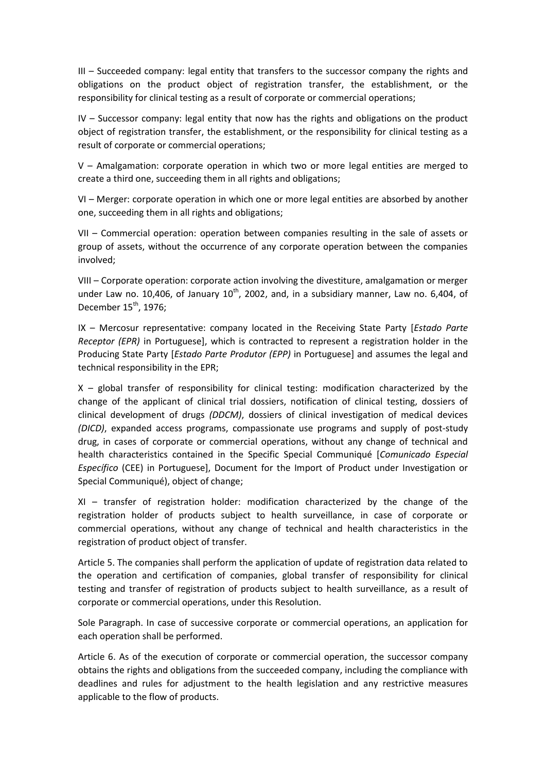III – Succeeded company: legal entity that transfers to the successor company the rights and obligations on the product object of registration transfer, the establishment, or the responsibility for clinical testing as a result of corporate or commercial operations;

IV – Successor company: legal entity that now has the rights and obligations on the product object of registration transfer, the establishment, or the responsibility for clinical testing as a result of corporate or commercial operations;

V – Amalgamation: corporate operation in which two or more legal entities are merged to create a third one, succeeding them in all rights and obligations;

VI – Merger: corporate operation in which one or more legal entities are absorbed by another one, succeeding them in all rights and obligations;

VII – Commercial operation: operation between companies resulting in the sale of assets or group of assets, without the occurrence of any corporate operation between the companies involved;

VIII – Corporate operation: corporate action involving the divestiture, amalgamation or merger under Law no. 10,406, of January 10th, 2002, and, in a subsidiary manner, Law no. 6,404, of December 15th, 1976;

IX – Mercosur representative: company located in the Receiving State Party [*Estado Parte Receptor (EPR)* in Portuguese], which is contracted to represent a registration holder in the Producing State Party [*Estado Parte Produtor (EPP)* in Portuguese] and assumes the legal and technical responsibility in the EPR;

X – global transfer of responsibility for clinical testing: modification characterized by the change of the applicant of clinical trial dossiers, notification of clinical testing, dossiers of clinical development of drugs *(DDCM)*, dossiers of clinical investigation of medical devices *(DICD)*, expanded access programs, compassionate use programs and supply of post-study drug, in cases of corporate or commercial operations, without any change of technical and health characteristics contained in the Specific Special Communiqué [*Comunicado Especial Específico* (CEE) in Portuguese], Document for the Import of Product under Investigation or Special Communiqué), object of change;

XI – transfer of registration holder: modification characterized by the change of the registration holder of products subject to health surveillance, in case of corporate or commercial operations, without any change of technical and health characteristics in the registration of product object of transfer.

Article 5. The companies shall perform the application of update of registration data related to the operation and certification of companies, global transfer of responsibility for clinical testing and transfer of registration of products subject to health surveillance, as a result of corporate or commercial operations, under this Resolution.

Sole Paragraph. In case of successive corporate or commercial operations, an application for each operation shall be performed.

Article 6. As of the execution of corporate or commercial operation, the successor company obtains the rights and obligations from the succeeded company, including the compliance with deadlines and rules for adjustment to the health legislation and any restrictive measures applicable to the flow of products.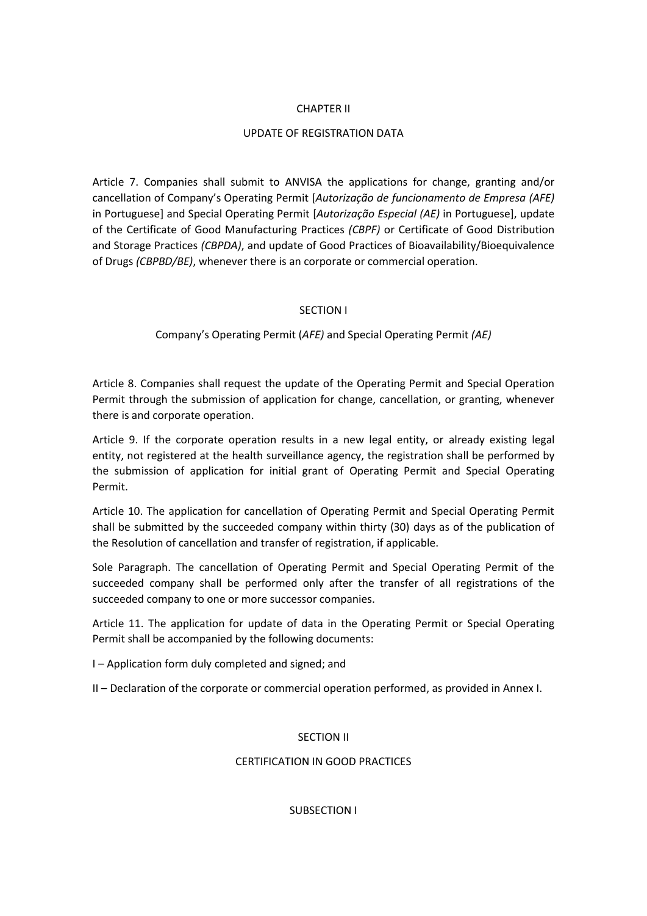## CHAPTER II

## UPDATE OF REGISTRATION DATA

Article 7. Companies shall submit to ANVISA the applications for change, granting and/or cancellation of Company's Operating Permit [*Autorização de funcionamento de Empresa (AFE)* in Portuguese] and Special Operating Permit [*Autorização Especial (AE)* in Portuguese], update of the Certificate of Good Manufacturing Practices *(CBPF)* or Certificate of Good Distribution and Storage Practices *(CBPDA)*, and update of Good Practices of Bioavailability/Bioequivalence of Drugs *(CBPBD/BE)*, whenever there is an corporate or commercial operation.

### SECTION I

### Company's Operating Permit (*AFE)* and Special Operating Permit *(AE)*

Article 8. Companies shall request the update of the Operating Permit and Special Operation Permit through the submission of application for change, cancellation, or granting, whenever there is and corporate operation.

Article 9. If the corporate operation results in a new legal entity, or already existing legal entity, not registered at the health surveillance agency, the registration shall be performed by the submission of application for initial grant of Operating Permit and Special Operating Permit.

Article 10. The application for cancellation of Operating Permit and Special Operating Permit shall be submitted by the succeeded company within thirty (30) days as of the publication of the Resolution of cancellation and transfer of registration, if applicable.

Sole Paragraph. The cancellation of Operating Permit and Special Operating Permit of the succeeded company shall be performed only after the transfer of all registrations of the succeeded company to one or more successor companies.

Article 11. The application for update of data in the Operating Permit or Special Operating Permit shall be accompanied by the following documents:

I – Application form duly completed and signed; and

II – Declaration of the corporate or commercial operation performed, as provided in Annex I.

### SECTION II

### CERTIFICATION IN GOOD PRACTICES

#### SUBSECTION I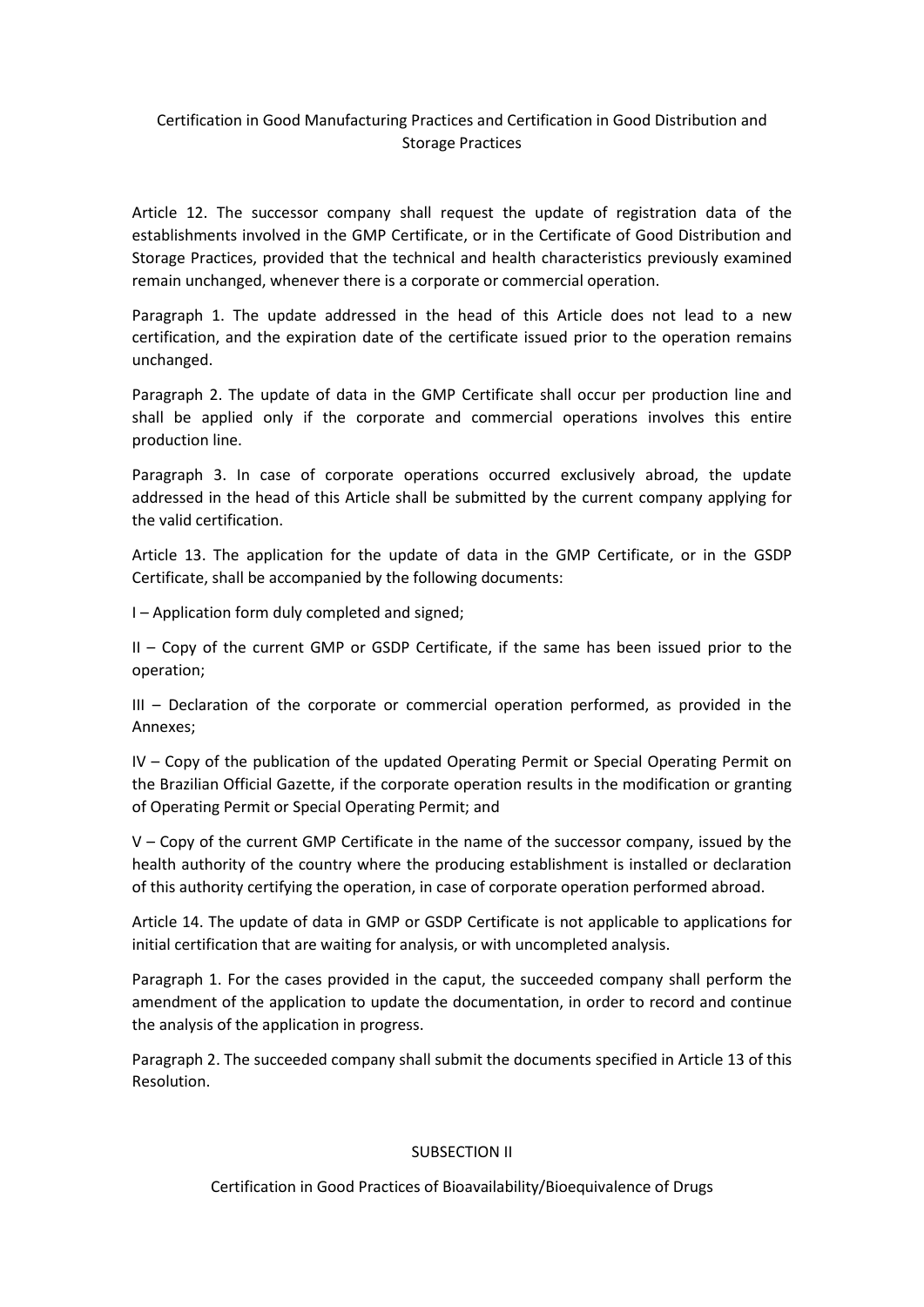Certification in Good Manufacturing Practices and Certification in Good Distribution and Storage Practices

Article 12. The successor company shall request the update of registration data of the establishments involved in the GMP Certificate, or in the Certificate of Good Distribution and Storage Practices, provided that the technical and health characteristics previously examined remain unchanged, whenever there is a corporate or commercial operation.

Paragraph 1. The update addressed in the head of this Article does not lead to a new certification, and the expiration date of the certificate issued prior to the operation remains unchanged.

Paragraph 2. The update of data in the GMP Certificate shall occur per production line and shall be applied only if the corporate and commercial operations involves this entire production line.

Paragraph 3. In case of corporate operations occurred exclusively abroad, the update addressed in the head of this Article shall be submitted by the current company applying for the valid certification.

Article 13. The application for the update of data in the GMP Certificate, or in the GSDP Certificate, shall be accompanied by the following documents:

I – Application form duly completed and signed;

II – Copy of the current GMP or GSDP Certificate, if the same has been issued prior to the operation;

III – Declaration of the corporate or commercial operation performed, as provided in the Annexes;

IV – Copy of the publication of the updated Operating Permit or Special Operating Permit on the Brazilian Official Gazette, if the corporate operation results in the modification or granting of Operating Permit or Special Operating Permit; and

V – Copy of the current GMP Certificate in the name of the successor company, issued by the health authority of the country where the producing establishment is installed or declaration of this authority certifying the operation, in case of corporate operation performed abroad.

Article 14. The update of data in GMP or GSDP Certificate is not applicable to applications for initial certification that are waiting for analysis, or with uncompleted analysis.

Paragraph 1. For the cases provided in the caput, the succeeded company shall perform the amendment of the application to update the documentation, in order to record and continue the analysis of the application in progress.

Paragraph 2. The succeeded company shall submit the documents specified in Article 13 of this Resolution.

SUBSECTION II

Certification in Good Practices of Bioavailability/Bioequivalence of Drugs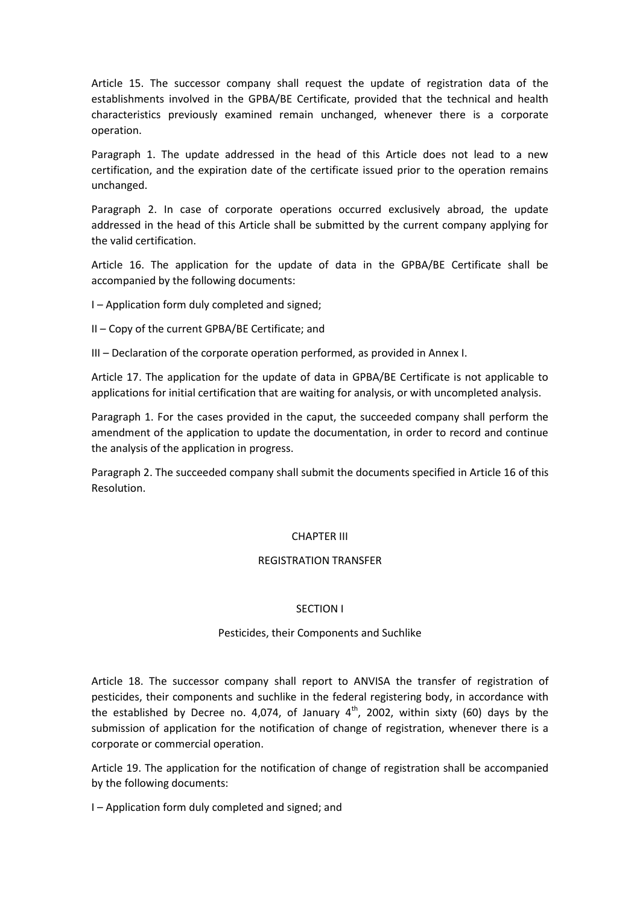Article 15. The successor company shall request the update of registration data of the establishments involved in the GPBA/BE Certificate, provided that the technical and health characteristics previously examined remain unchanged, whenever there is a corporate operation.

Paragraph 1. The update addressed in the head of this Article does not lead to a new certification, and the expiration date of the certificate issued prior to the operation remains unchanged.

Paragraph 2. In case of corporate operations occurred exclusively abroad, the update addressed in the head of this Article shall be submitted by the current company applying for the valid certification.

Article 16. The application for the update of data in the GPBA/BE Certificate shall be accompanied by the following documents:

I – Application form duly completed and signed;

II – Copy of the current GPBA/BE Certificate; and

III – Declaration of the corporate operation performed, as provided in Annex I.

Article 17. The application for the update of data in GPBA/BE Certificate is not applicable to applications for initial certification that are waiting for analysis, or with uncompleted analysis.

Paragraph 1. For the cases provided in the caput, the succeeded company shall perform the amendment of the application to update the documentation, in order to record and continue the analysis of the application in progress.

Paragraph 2. The succeeded company shall submit the documents specified in Article 16 of this Resolution.

## CHAPTER III

## REGISTRATION TRANSFER

### SECTION I

### Pesticides, their Components and Suchlike

Article 18. The successor company shall report to ANVISA the transfer of registration of pesticides, their components and suchlike in the federal registering body, in accordance with the established by Decree no. 4,074, of January 4th, 2002, within sixty (60) days by the submission of application for the notification of change of registration, whenever there is a corporate or commercial operation.

Article 19. The application for the notification of change of registration shall be accompanied by the following documents:

I – Application form duly completed and signed; and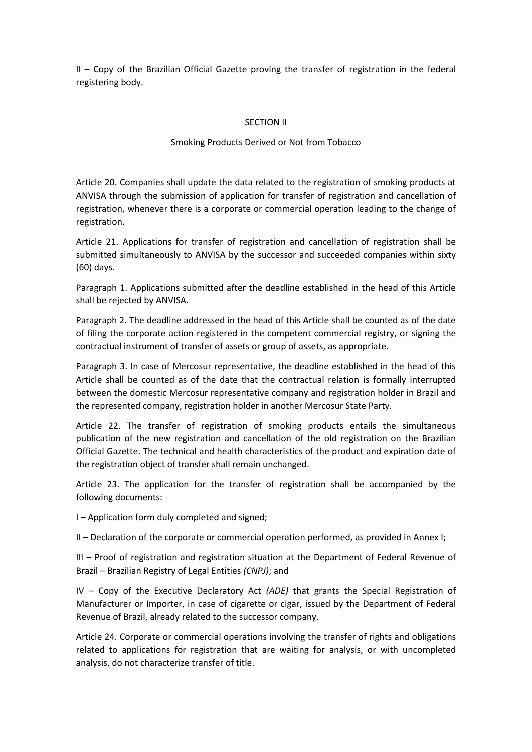II – Copy of the Brazilian Official Gazette proving the transfer of registration in the federal registering body.

## SECTION II

### Smoking Products Derived or Not from Tobacco

Article 20. Companies shall update the data related to the registration of smoking products at ANVISA through the submission of application for transfer of registration and cancellation of registration, whenever there is a corporate or commercial operation leading to the change of registration.

Article 21. Applications for transfer of registration and cancellation of registration shall be submitted simultaneously to ANVISA by the successor and succeeded companies within sixty (60) days.

Paragraph 1. Applications submitted after the deadline established in the head of this Article shall be rejected by ANVISA.

Paragraph 2. The deadline addressed in the head of this Article shall be counted as of the date of filing the corporate action registered in the competent commercial registry, or signing the contractual instrument of transfer of assets or group of assets, as appropriate.

Paragraph 3. In case of Mercosur representative, the deadline established in the head of this Article shall be counted as of the date that the contractual relation is formally interrupted between the domestic Mercosur representative company and registration holder in Brazil and the represented company, registration holder in another Mercosur State Party.

Article 22. The transfer of registration of smoking products entails the simultaneous publication of the new registration and cancellation of the old registration on the Brazilian Official Gazette. The technical and health characteristics of the product and expiration date of the registration object of transfer shall remain unchanged.

Article 23. The application for the transfer of registration shall be accompanied by the following documents:

I – Application form duly completed and signed;

II – Declaration of the corporate or commercial operation performed, as provided in Annex I;

III – Proof of registration and registration situation at the Department of Federal Revenue of Brazil – Brazilian Registry of Legal Entities *(CNPJ)*; and

IV – Copy of the Executive Declaratory Act *(ADE)* that grants the Special Registration of Manufacturer or Importer, in case of cigarette or cigar, issued by the Department of Federal Revenue of Brazil, already related to the successor company.

Article 24. Corporate or commercial operations involving the transfer of rights and obligations related to applications for registration that are waiting for analysis, or with uncompleted analysis, do not characterize transfer of title.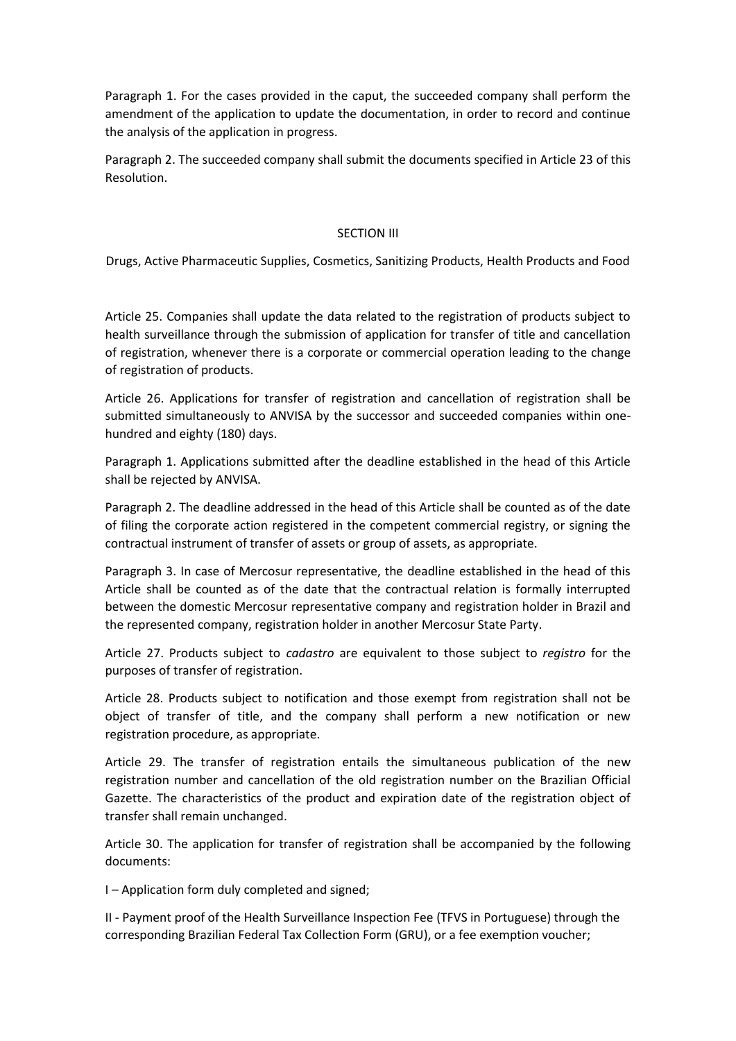Paragraph 1. For the cases provided in the caput, the succeeded company shall perform the amendment of the application to update the documentation, in order to record and continue the analysis of the application in progress.

Paragraph 2. The succeeded company shall submit the documents specified in Article 23 of this Resolution.

## SECTION III

Drugs, Active Pharmaceutic Supplies, Cosmetics, Sanitizing Products, Health Products and Food

Article 25. Companies shall update the data related to the registration of products subject to health surveillance through the submission of application for transfer of title and cancellation of registration, whenever there is a corporate or commercial operation leading to the change of registration of products.

Article 26. Applications for transfer of registration and cancellation of registration shall be submitted simultaneously to ANVISA by the successor and succeeded companies within one-hundred and eighty (180) days.

Paragraph 1. Applications submitted after the deadline established in the head of this Article shall be rejected by ANVISA.

Paragraph 2. The deadline addressed in the head of this Article shall be counted as of the date of filing the corporate action registered in the competent commercial registry, or signing the contractual instrument of transfer of assets or group of assets, as appropriate.

Paragraph 3. In case of Mercosur representative, the deadline established in the head of this Article shall be counted as of the date that the contractual relation is formally interrupted between the domestic Mercosur representative company and registration holder in Brazil and the represented company, registration holder in another Mercosur State Party.

Article 27. Products subject to *cadastro* are equivalent to those subject to *registro* for the purposes of transfer of registration.

Article 28. Products subject to notification and those exempt from registration shall not be object of transfer of title, and the company shall perform a new notification or new registration procedure, as appropriate.

Article 29. The transfer of registration entails the simultaneous publication of the new registration number and cancellation of the old registration number on the Brazilian Official Gazette. The characteristics of the product and expiration date of the registration object of transfer shall remain unchanged.

Article 30. The application for transfer of registration shall be accompanied by the following documents:

I – Application form duly completed and signed;

II - Payment proof of the Health Surveillance Inspection Fee (TFVS in Portuguese) through the corresponding Brazilian Federal Tax Collection Form (GRU), or a fee exemption voucher;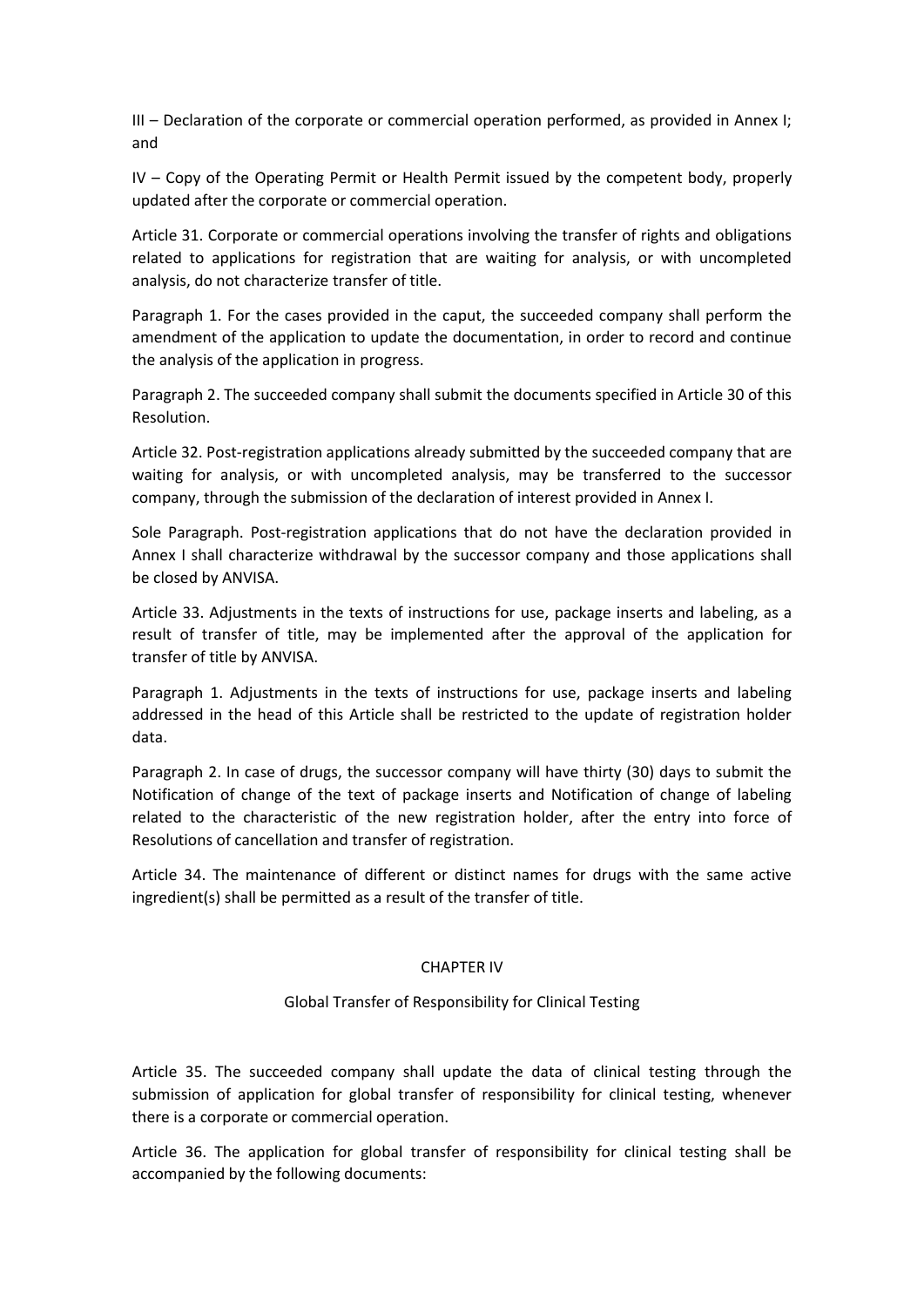III – Declaration of the corporate or commercial operation performed, as provided in Annex I; and

IV – Copy of the Operating Permit or Health Permit issued by the competent body, properly updated after the corporate or commercial operation.

Article 31. Corporate or commercial operations involving the transfer of rights and obligations related to applications for registration that are waiting for analysis, or with uncompleted analysis, do not characterize transfer of title.

Paragraph 1. For the cases provided in the caput, the succeeded company shall perform the amendment of the application to update the documentation, in order to record and continue the analysis of the application in progress.

Paragraph 2. The succeeded company shall submit the documents specified in Article 30 of this Resolution.

Article 32. Post-registration applications already submitted by the succeeded company that are waiting for analysis, or with uncompleted analysis, may be transferred to the successor company, through the submission of the declaration of interest provided in Annex I.

Sole Paragraph. Post-registration applications that do not have the declaration provided in Annex I shall characterize withdrawal by the successor company and those applications shall be closed by ANVISA.

Article 33. Adjustments in the texts of instructions for use, package inserts and labeling, as a result of transfer of title, may be implemented after the approval of the application for transfer of title by ANVISA.

Paragraph 1. Adjustments in the texts of instructions for use, package inserts and labeling addressed in the head of this Article shall be restricted to the update of registration holder data.

Paragraph 2. In case of drugs, the successor company will have thirty (30) days to submit the Notification of change of the text of package inserts and Notification of change of labeling related to the characteristic of the new registration holder, after the entry into force of Resolutions of cancellation and transfer of registration.

Article 34. The maintenance of different or distinct names for drugs with the same active ingredient(s) shall be permitted as a result of the transfer of title.

## CHAPTER IV

### Global Transfer of Responsibility for Clinical Testing

Article 35. The succeeded company shall update the data of clinical testing through the submission of application for global transfer of responsibility for clinical testing, whenever there is a corporate or commercial operation.

Article 36. The application for global transfer of responsibility for clinical testing shall be accompanied by the following documents: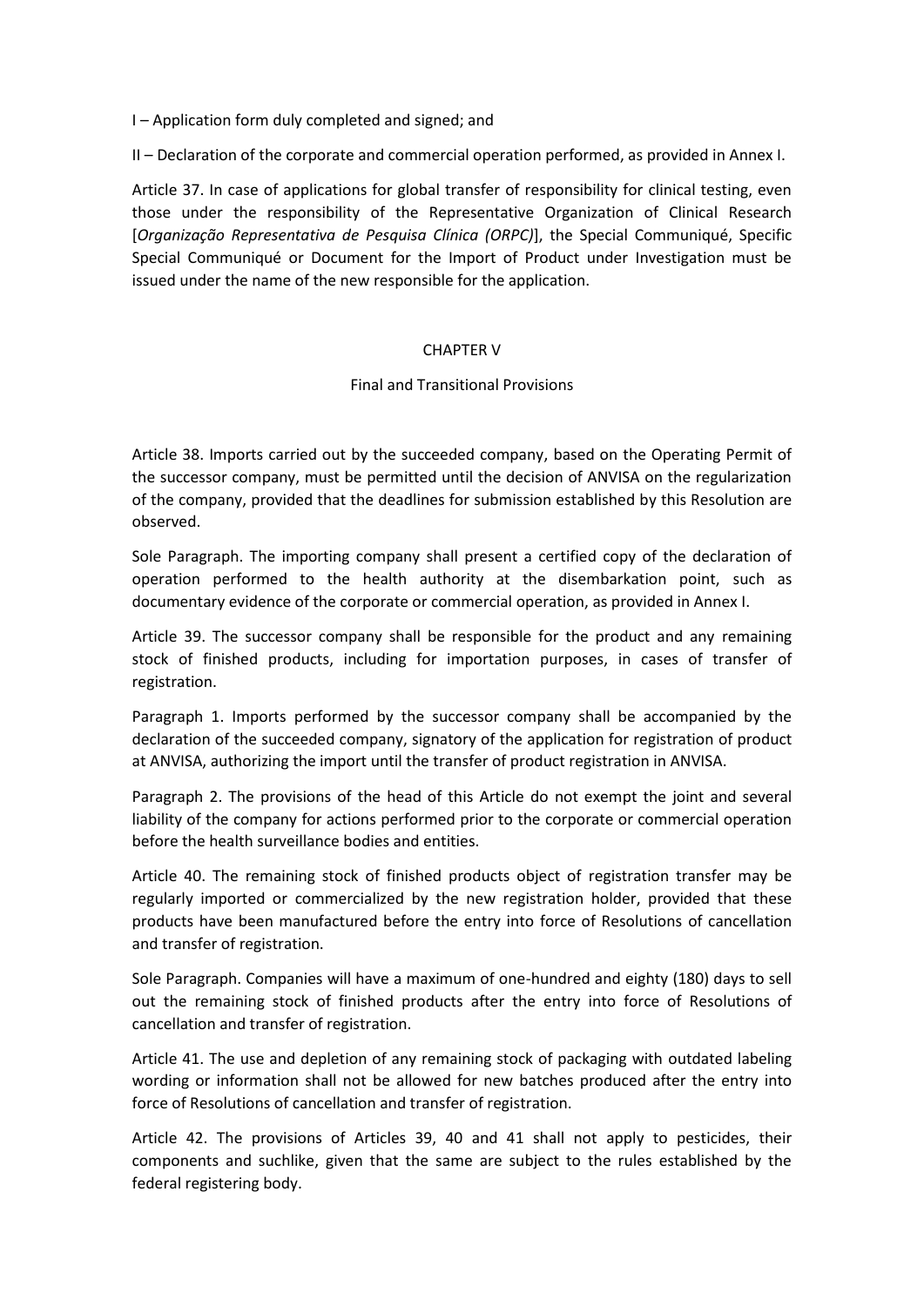I – Application form duly completed and signed; and

II – Declaration of the corporate and commercial operation performed, as provided in Annex I.

Article 37. In case of applications for global transfer of responsibility for clinical testing, even those under the responsibility of the Representative Organization of Clinical Research [*Organização Representativa de Pesquisa Clínica (ORPC)*], the Special Communiqué, Specific Special Communiqué or Document for the Import of Product under Investigation must be issued under the name of the new responsible for the application.

## CHAPTER V

### Final and Transitional Provisions

Article 38. Imports carried out by the succeeded company, based on the Operating Permit of the successor company, must be permitted until the decision of ANVISA on the regularization of the company, provided that the deadlines for submission established by this Resolution are observed.

Sole Paragraph. The importing company shall present a certified copy of the declaration of operation performed to the health authority at the disembarkation point, such as documentary evidence of the corporate or commercial operation, as provided in Annex I.

Article 39. The successor company shall be responsible for the product and any remaining stock of finished products, including for importation purposes, in cases of transfer of registration.

Paragraph 1. Imports performed by the successor company shall be accompanied by the declaration of the succeeded company, signatory of the application for registration of product at ANVISA, authorizing the import until the transfer of product registration in ANVISA.

Paragraph 2. The provisions of the head of this Article do not exempt the joint and several liability of the company for actions performed prior to the corporate or commercial operation before the health surveillance bodies and entities.

Article 40. The remaining stock of finished products object of registration transfer may be regularly imported or commercialized by the new registration holder, provided that these products have been manufactured before the entry into force of Resolutions of cancellation and transfer of registration.

Sole Paragraph. Companies will have a maximum of one-hundred and eighty (180) days to sell out the remaining stock of finished products after the entry into force of Resolutions of cancellation and transfer of registration.

Article 41. The use and depletion of any remaining stock of packaging with outdated labeling wording or information shall not be allowed for new batches produced after the entry into force of Resolutions of cancellation and transfer of registration.

Article 42. The provisions of Articles 39, 40 and 41 shall not apply to pesticides, their components and suchlike, given that the same are subject to the rules established by the federal registering body.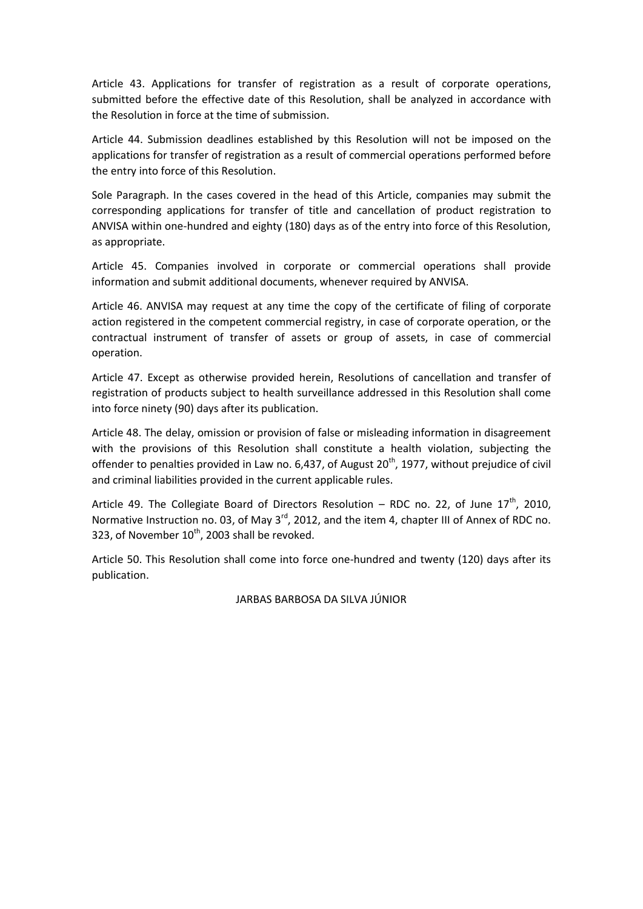Article 43. Applications for transfer of registration as a result of corporate operations, submitted before the effective date of this Resolution, shall be analyzed in accordance with the Resolution in force at the time of submission.

Article 44. Submission deadlines established by this Resolution will not be imposed on the applications for transfer of registration as a result of commercial operations performed before the entry into force of this Resolution.

Sole Paragraph. In the cases covered in the head of this Article, companies may submit the corresponding applications for transfer of title and cancellation of product registration to ANVISA within one-hundred and eighty (180) days as of the entry into force of this Resolution, as appropriate.

Article 45. Companies involved in corporate or commercial operations shall provide information and submit additional documents, whenever required by ANVISA.

Article 46. ANVISA may request at any time the copy of the certificate of filing of corporate action registered in the competent commercial registry, in case of corporate operation, or the contractual instrument of transfer of assets or group of assets, in case of commercial operation.

Article 47. Except as otherwise provided herein, Resolutions of cancellation and transfer of registration of products subject to health surveillance addressed in this Resolution shall come into force ninety (90) days after its publication.

Article 48. The delay, omission or provision of false or misleading information in disagreement with the provisions of this Resolution shall constitute a health violation, subjecting the offender to penalties provided in Law no. 6,437, of August 20th, 1977, without prejudice of civil and criminal liabilities provided in the current applicable rules.

Article 49. The Collegiate Board of Directors Resolution – RDC no. 22, of June 17th, 2010, Normative Instruction no. 03, of May 3rd, 2012, and the item 4, chapter III of Annex of RDC no. 323, of November 10th, 2003 shall be revoked.

Article 50. This Resolution shall come into force one-hundred and twenty (120) days after its publication.

JARBAS BARBOSA DA SILVA JÚNIOR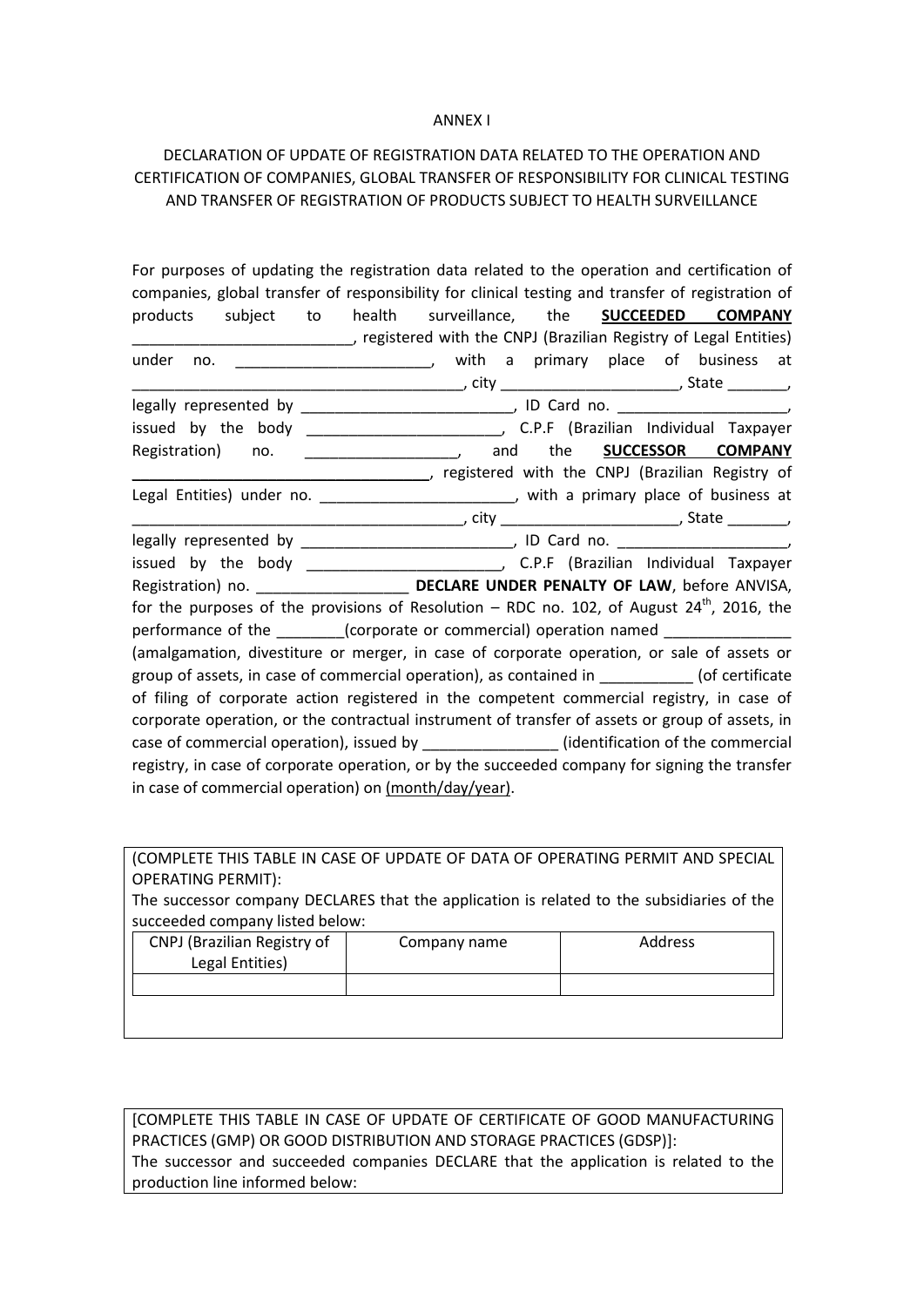ANNEX I

DECLARATION OF UPDATE OF REGISTRATION DATA RELATED TO THE OPERATION AND CERTIFICATION OF COMPANIES, GLOBAL TRANSFER OF RESPONSIBILITY FOR CLINICAL TESTING AND TRANSFER OF REGISTRATION OF PRODUCTS SUBJECT TO HEALTH SURVEILLANCE

For purposes of updating the registration data related to the operation and certification of companies, global transfer of responsibility for clinical testing and transfer of registration of products subject to health surveillance, the **SUCCEEDED COMPANY** __________________________, registered with the CNPJ (Brazilian Registry of Legal Entities) under no. _______________________, with a primary place of business at ________________________________________, city _____________________, State _______, legally represented by _________________________, ID Card no. ____________________, issued by the body _______________________, C.P.F (Brazilian Individual Taxpayer Registration) no. __________________, and the **SUCCESSOR COMPANY** **_____________________________________**, registered with the CNPJ (Brazilian Registry of Legal Entities) under no. _______________________, with a primary place of business at ________________________________________, city _____________________, State _______, legally represented by _________________________, ID Card no. ____________________, issued by the body _______________________, C.P.F (Brazilian Individual Taxpayer Registration) no. __________________ **DECLARE UNDER PENALTY OF LAW**, before ANVISA, for the purposes of the provisions of Resolution – RDC no. 102, of August 24th, 2016, the performance of the ________(corporate or commercial) operation named _______________ (amalgamation, divestiture or merger, in case of corporate operation, or sale of assets or group of assets, in case of commercial operation), as contained in ___________ (of certificate of filing of corporate action registered in the competent commercial registry, in case of corporate operation, or the contractual instrument of transfer of assets or group of assets, in case of commercial operation), issued by ________________ (identification of the commercial registry, in case of corporate operation, or by the succeeded company for signing the transfer in case of commercial operation) on (month/day/year).

(COMPLETE THIS TABLE IN CASE OF UPDATE OF DATA OF OPERATING PERMIT AND SPECIAL OPERATING PERMIT):
The successor company DECLARES that the application is related to the subsidiaries of the succeeded company listed below:

| CNPJ (Brazilian Registry of Legal Entities) | Company name | Address |
|---|---|---|
| | | |

[COMPLETE THIS TABLE IN CASE OF UPDATE OF CERTIFICATE OF GOOD MANUFACTURING PRACTICES (GMP) OR GOOD DISTRIBUTION AND STORAGE PRACTICES (GDSP)]:
The successor and succeeded companies DECLARE that the application is related to the production line informed below: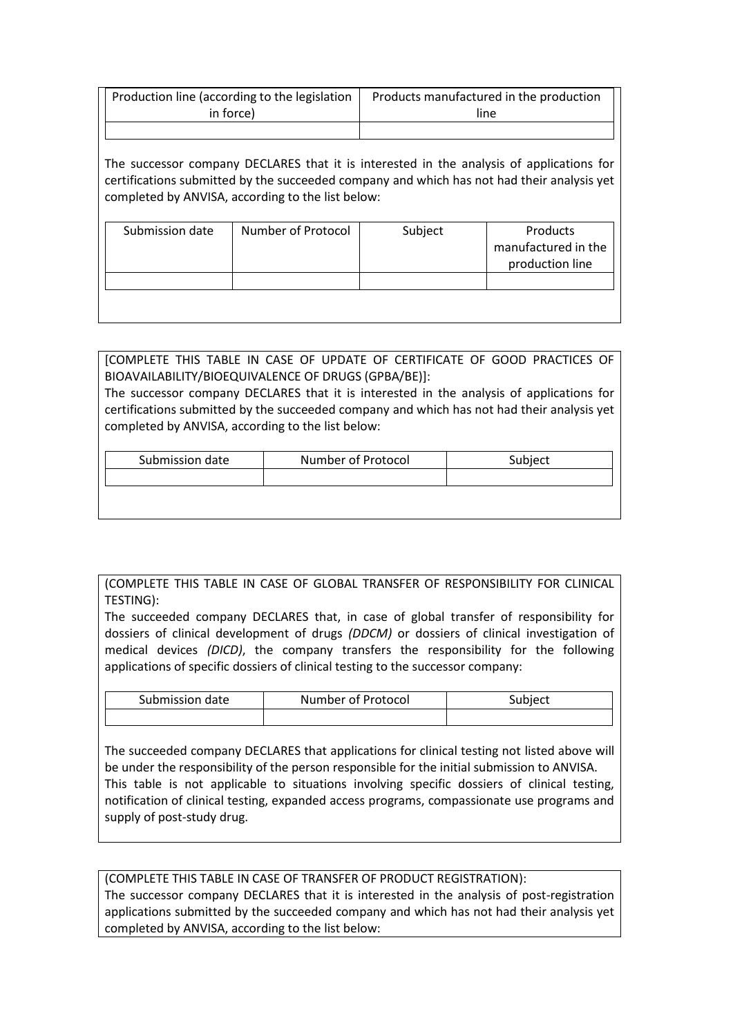| Production line (according to the legislation in force) | Products manufactured in the production line |
| --- | --- |
| | |

The successor company DECLARES that it is interested in the analysis of applications for certifications submitted by the succeeded company and which has not had their analysis yet completed by ANVISA, according to the list below:

| Submission date | Number of Protocol | Subject | Products manufactured in the production line |
| --- | --- | --- | --- |
| | | | |

[COMPLETE THIS TABLE IN CASE OF UPDATE OF CERTIFICATE OF GOOD PRACTICES OF BIOAVAILABILITY/BIOEQUIVALENCE OF DRUGS (GPBA/BE)]:
The successor company DECLARES that it is interested in the analysis of applications for certifications submitted by the succeeded company and which has not had their analysis yet completed by ANVISA, according to the list below:

| Submission date | Number of Protocol | Subject |
| --- | --- | --- |
| | | |

(COMPLETE THIS TABLE IN CASE OF GLOBAL TRANSFER OF RESPONSIBILITY FOR CLINICAL TESTING):
The succeeded company DECLARES that, in case of global transfer of responsibility for dossiers of clinical development of drugs *(DDCM)* or dossiers of clinical investigation of medical devices *(DICD)*, the company transfers the responsibility for the following applications of specific dossiers of clinical testing to the successor company:

| Submission date | Number of Protocol | Subject |
| --- | --- | --- |
| | | |

The succeeded company DECLARES that applications for clinical testing not listed above will be under the responsibility of the person responsible for the initial submission to ANVISA.
This table is not applicable to situations involving specific dossiers of clinical testing, notification of clinical testing, expanded access programs, compassionate use programs and supply of post-study drug.

(COMPLETE THIS TABLE IN CASE OF TRANSFER OF PRODUCT REGISTRATION):
The successor company DECLARES that it is interested in the analysis of post-registration applications submitted by the succeeded company and which has not had their analysis yet completed by ANVISA, according to the list below: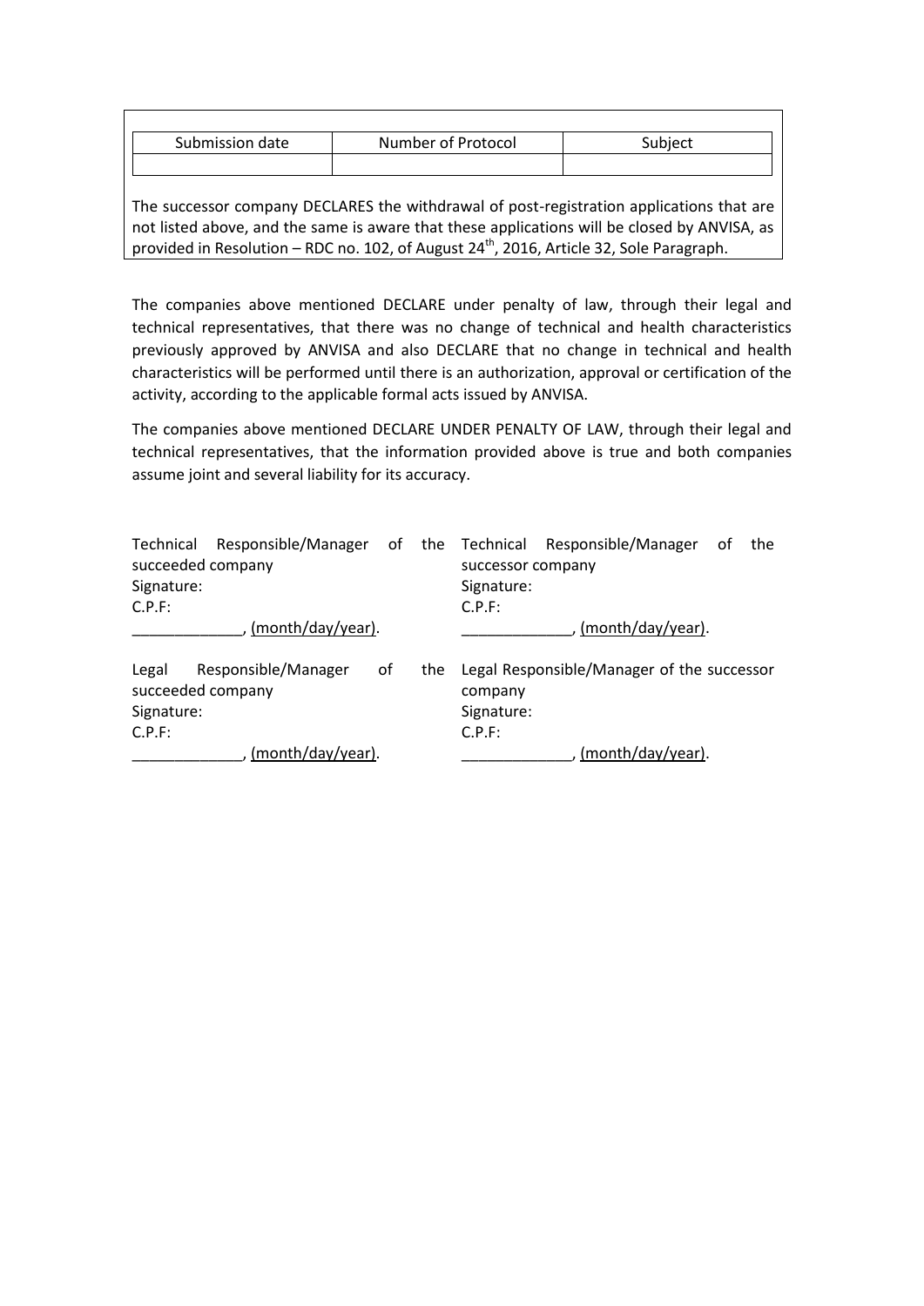| Submission date | Number of Protocol | Subject |
| --- | --- | --- |
| | | |

The successor company DECLARES the withdrawal of post-registration applications that are not listed above, and the same is aware that these applications will be closed by ANVISA, as provided in Resolution – RDC no. 102, of August 24th, 2016, Article 32, Sole Paragraph.

The companies above mentioned DECLARE under penalty of law, through their legal and technical representatives, that there was no change of technical and health characteristics previously approved by ANVISA and also DECLARE that no change in technical and health characteristics will be performed until there is an authorization, approval or certification of the activity, according to the applicable formal acts issued by ANVISA.

The companies above mentioned DECLARE UNDER PENALTY OF LAW, through their legal and technical representatives, that the information provided above is true and both companies assume joint and several liability for its accuracy.

Technical Responsible/Manager of the succeeded company
Signature:
C.P.F:
_____________, (month/day/year).

Technical Responsible/Manager of the successor company
Signature:
C.P.F:
_____________, (month/day/year).

Legal Responsible/Manager of the succeeded company
Signature:
C.P.F:
_____________, (month/day/year).

Legal Responsible/Manager of the successor company
Signature:
C.P.F:
_____________, (month/day/year).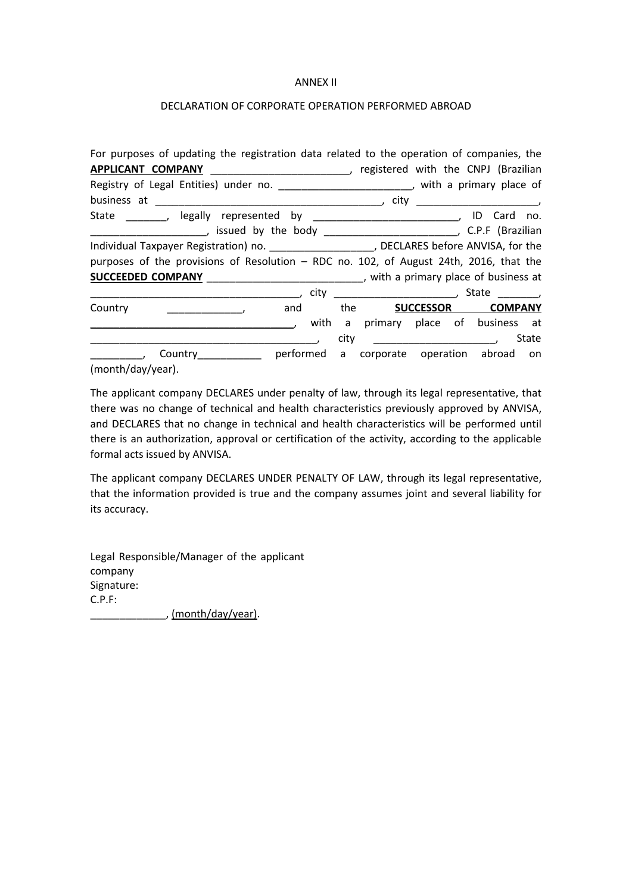ANNEX II

DECLARATION OF CORPORATE OPERATION PERFORMED ABROAD

For purposes of updating the registration data related to the operation of companies, the **APPLICANT COMPANY** ________________________, registered with the CNPJ (Brazilian Registry of Legal Entities) under no. _______________________, with a primary place of business at ________________________________________, city _____________________, State _______, legally represented by _________________________, ID Card no. ____________________, issued by the body _______________________, C.P.F (Brazilian Individual Taxpayer Registration) no. __________________, DECLARES before ANVISA, for the purposes of the provisions of Resolution – RDC no. 102, of August 24th, 2016, that the **SUCCEEDED COMPANY** ___________________________, with a primary place of business at ____________________________________, city _____________________, State _______, Country _____________, and the **SUCCESSOR COMPANY** **_____________________________________**, with a primary place of business at _______________________________________, city _____________________, State _________, Country___________ performed a corporate operation abroad on (month/day/year).

The applicant company DECLARES under penalty of law, through its legal representative, that there was no change of technical and health characteristics previously approved by ANVISA, and DECLARES that no change in technical and health characteristics will be performed until there is an authorization, approval or certification of the activity, according to the applicable formal acts issued by ANVISA.

The applicant company DECLARES UNDER PENALTY OF LAW, through its legal representative, that the information provided is true and the company assumes joint and several liability for its accuracy.

Legal Responsible/Manager of the applicant company
Signature:
C.P.F:
_____________, (month/day/year).